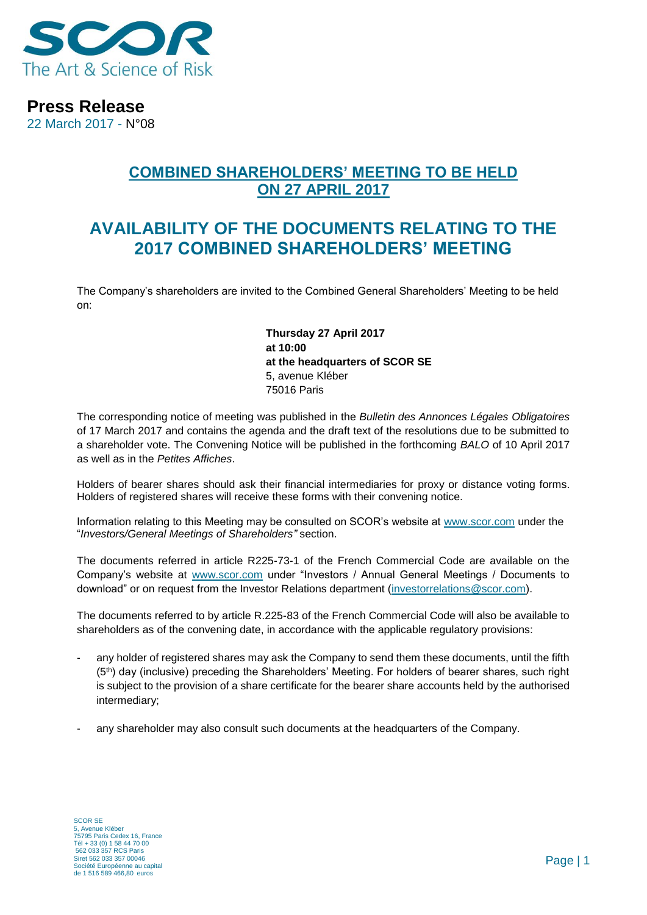# Press Release

22 March 2017 - N°08

## COMBINED SHAREHOLDERS' MEETING TO BE HELD ON 27 APRIL 2017

## AVAILABILITY OF THE DOCUMENTS RELATING TO THE 2017 COMBINED SHAREHOLDERS' MEETING

The Company's shareholders are invited to the Combined General Shareholders' Meeting to be held on:

**Thursday 27 April 2017**
**at 10:00**
**at the headquarters of SCOR SE**
5, avenue Kléber
75016 Paris

The corresponding notice of meeting was published in the *Bulletin des Annonces Légales Obligatoires* of 17 March 2017 and contains the agenda and the draft text of the resolutions due to be submitted to a shareholder vote. The Convening Notice will be published in the forthcoming *BALO* of 10 April 2017 as well as in the *Petites Affiches*.

Holders of bearer shares should ask their financial intermediaries for proxy or distance voting forms. Holders of registered shares will receive these forms with their convening notice.

Information relating to this Meeting may be consulted on SCOR's website at www.scor.com under the "*Investors/General Meetings of Shareholders"* section.

The documents referred in article R225-73-1 of the French Commercial Code are available on the Company's website at www.scor.com under "Investors / Annual General Meetings / Documents to download" or on request from the Investor Relations department (investorrelations@scor.com).

The documents referred to by article R.225-83 of the French Commercial Code will also be available to shareholders as of the convening date, in accordance with the applicable regulatory provisions:

- any holder of registered shares may ask the Company to send them these documents, until the fifth (5th) day (inclusive) preceding the Shareholders' Meeting. For holders of bearer shares, such right is subject to the provision of a share certificate for the bearer share accounts held by the authorised intermediary;
- any shareholder may also consult such documents at the headquarters of the Company.

SCOR SE
5, Avenue Kléber
75795 Paris Cedex 16, France
Tél + 33 (0) 1 58 44 70 00
562 033 357 RCS Paris
Siret 562 033 357 00046
Société Européenne au capital
de 1 516 589 466,80 euros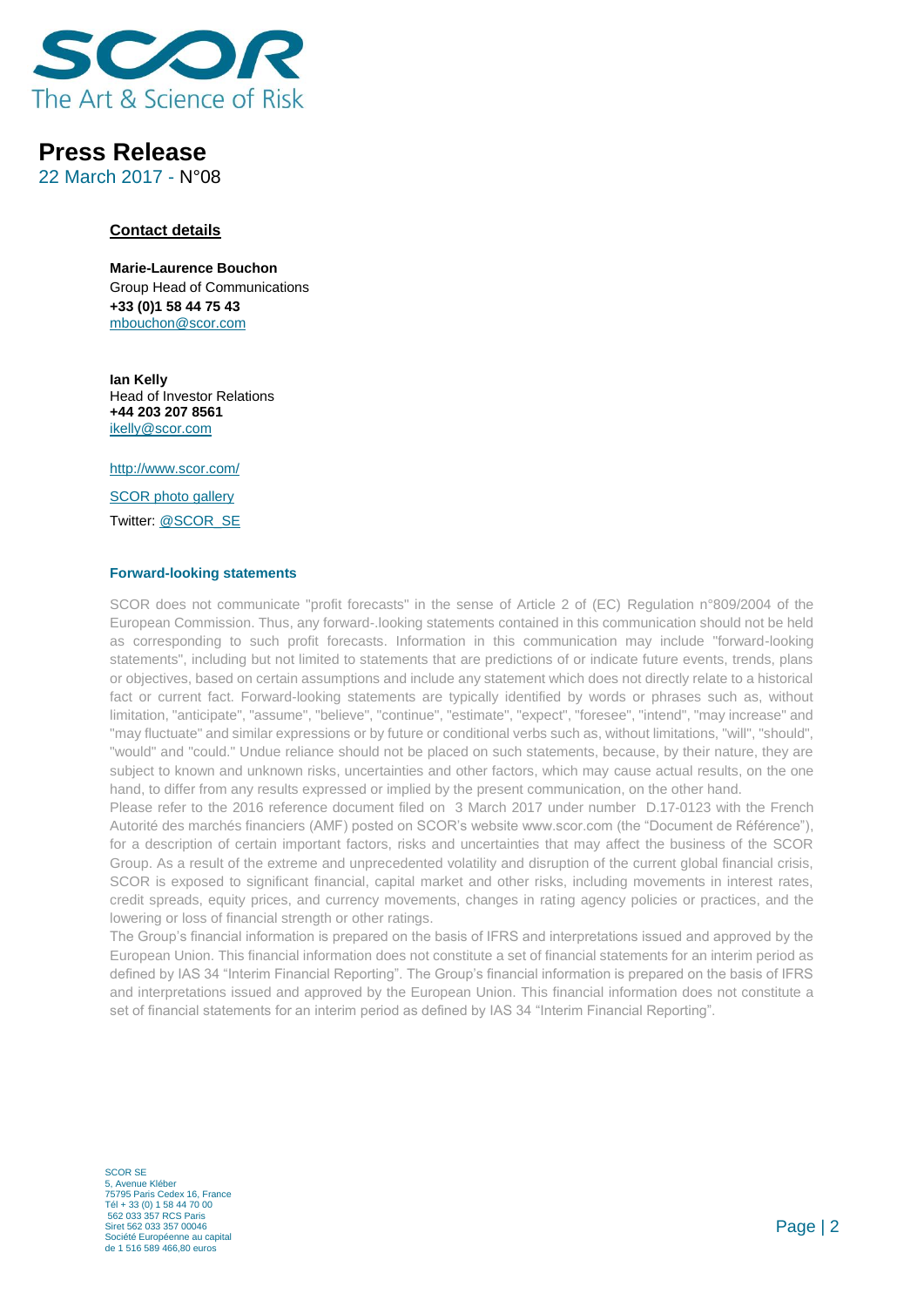SCOR
The Art & Science of Risk

# Press Release

22 March 2017 - N°08

**Contact details**

**Marie-Laurence Bouchon**
Group Head of Communications
**+33 (0)1 58 44 75 43**
mbouchon@scor.com

**Ian Kelly**
Head of Investor Relations
**+44 203 207 8561**
ikelly@scor.com

http://www.scor.com/

SCOR photo gallery

Twitter: @SCOR_SE

### Forward-looking statements

SCOR does not communicate "profit forecasts" in the sense of Article 2 of (EC) Regulation n°809/2004 of the European Commission. Thus, any forward-.looking statements contained in this communication should not be held as corresponding to such profit forecasts. Information in this communication may include "forward-looking statements", including but not limited to statements that are predictions of or indicate future events, trends, plans or objectives, based on certain assumptions and include any statement which does not directly relate to a historical fact or current fact. Forward-looking statements are typically identified by words or phrases such as, without limitation, "anticipate", "assume", "believe", "continue", "estimate", "expect", "foresee", "intend", "may increase" and "may fluctuate" and similar expressions or by future or conditional verbs such as, without limitations, "will", "should", "would" and "could." Undue reliance should not be placed on such statements, because, by their nature, they are subject to known and unknown risks, uncertainties and other factors, which may cause actual results, on the one hand, to differ from any results expressed or implied by the present communication, on the other hand.

Please refer to the 2016 reference document filed on 3 March 2017 under number D.17-0123 with the French Autorité des marchés financiers (AMF) posted on SCOR's website www.scor.com (the "Document de Référence"), for a description of certain important factors, risks and uncertainties that may affect the business of the SCOR Group. As a result of the extreme and unprecedented volatility and disruption of the current global financial crisis, SCOR is exposed to significant financial, capital market and other risks, including movements in interest rates, credit spreads, equity prices, and currency movements, changes in rating agency policies or practices, and the lowering or loss of financial strength or other ratings.

The Group's financial information is prepared on the basis of IFRS and interpretations issued and approved by the European Union. This financial information does not constitute a set of financial statements for an interim period as defined by IAS 34 "Interim Financial Reporting". The Group's financial information is prepared on the basis of IFRS and interpretations issued and approved by the European Union. This financial information does not constitute a set of financial statements for an interim period as defined by IAS 34 "Interim Financial Reporting".

SCOR SE
5, Avenue Kléber
75795 Paris Cedex 16, France
Tél + 33 (0) 1 58 44 70 00
562 033 357 RCS Paris
Siret 562 033 357 00046
Société Européenne au capital
de 1 516 589 466,80 euros